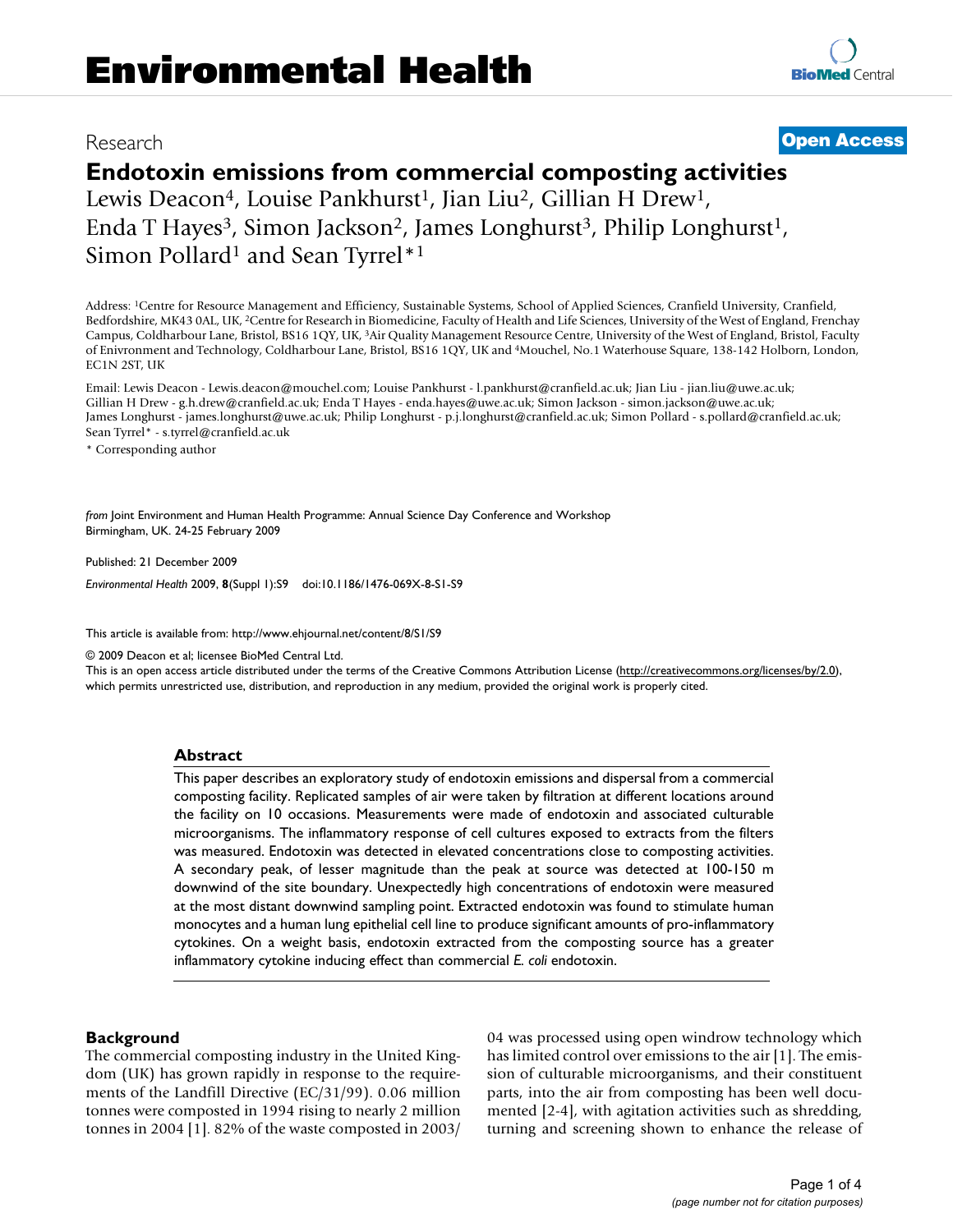# Environmental Health

Research

**Open Access**

# Endotoxin emissions from commercial composting activities

Lewis Deacon[4], Louise Pankhurst[1], Jian Liu[2], Gillian H Drew[1], Enda T Hayes[3], Simon Jackson[2], James Longhurst[3], Philip Longhurst[1], Simon Pollard[1] and Sean Tyrrel*[1]

Address: [1]Centre for Resource Management and Efficiency, Sustainable Systems, School of Applied Sciences, Cranfield University, Cranfield, Bedfordshire, MK43 0AL, UK, [2]Centre for Research in Biomedicine, Faculty of Health and Life Sciences, University of the West of England, Frenchay Campus, Coldharbour Lane, Bristol, BS16 1QY, UK, [3]Air Quality Management Resource Centre, University of the West of England, Bristol, Faculty of Enivronment and Technology, Coldharbour Lane, Bristol, BS16 1QY, UK and [4]Mouchel, No.1 Waterhouse Square, 138-142 Holborn, London, EC1N 2ST, UK

Email: Lewis Deacon - Lewis.deacon@mouchel.com; Louise Pankhurst - l.pankhurst@cranfield.ac.uk; Jian Liu - jian.liu@uwe.ac.uk; Gillian H Drew - g.h.drew@cranfield.ac.uk; Enda T Hayes - enda.hayes@uwe.ac.uk; Simon Jackson - simon.jackson@uwe.ac.uk; James Longhurst - james.longhurst@uwe.ac.uk; Philip Longhurst - p.j.longhurst@cranfield.ac.uk; Simon Pollard - s.pollard@cranfield.ac.uk; Sean Tyrrel* - s.tyrrel@cranfield.ac.uk

\* Corresponding author

*from* Joint Environment and Human Health Programme: Annual Science Day Conference and Workshop
Birmingham, UK. 24-25 February 2009

Published: 21 December 2009

*Environmental Health* 2009, **8**(Suppl 1):S9 doi:10.1186/1476-069X-8-S1-S9

This article is available from: http://www.ehjournal.net/content/8/S1/S9

© 2009 Deacon et al; licensee BioMed Central Ltd.
This is an open access article distributed under the terms of the Creative Commons Attribution License (http://creativecommons.org/licenses/by/2.0), which permits unrestricted use, distribution, and reproduction in any medium, provided the original work is properly cited.

## Abstract

This paper describes an exploratory study of endotoxin emissions and dispersal from a commercial composting facility. Replicated samples of air were taken by filtration at different locations around the facility on 10 occasions. Measurements were made of endotoxin and associated culturable microorganisms. The inflammatory response of cell cultures exposed to extracts from the filters was measured. Endotoxin was detected in elevated concentrations close to composting activities. A secondary peak, of lesser magnitude than the peak at source was detected at 100-150 m downwind of the site boundary. Unexpectedly high concentrations of endotoxin were measured at the most distant downwind sampling point. Extracted endotoxin was found to stimulate human monocytes and a human lung epithelial cell line to produce significant amounts of pro-inflammatory cytokines. On a weight basis, endotoxin extracted from the composting source has a greater inflammatory cytokine inducing effect than commercial *E. coli* endotoxin.

## Background

The commercial composting industry in the United Kingdom (UK) has grown rapidly in response to the requirements of the Landfill Directive (EC/31/99). 0.06 million tonnes were composted in 1994 rising to nearly 2 million tonnes in 2004 [1]. 82% of the waste composted in 2003/04 was processed using open windrow technology which has limited control over emissions to the air [1]. The emission of culturable microorganisms, and their constituent parts, into the air from composting has been well documented [2-4], with agitation activities such as shredding, turning and screening shown to enhance the release of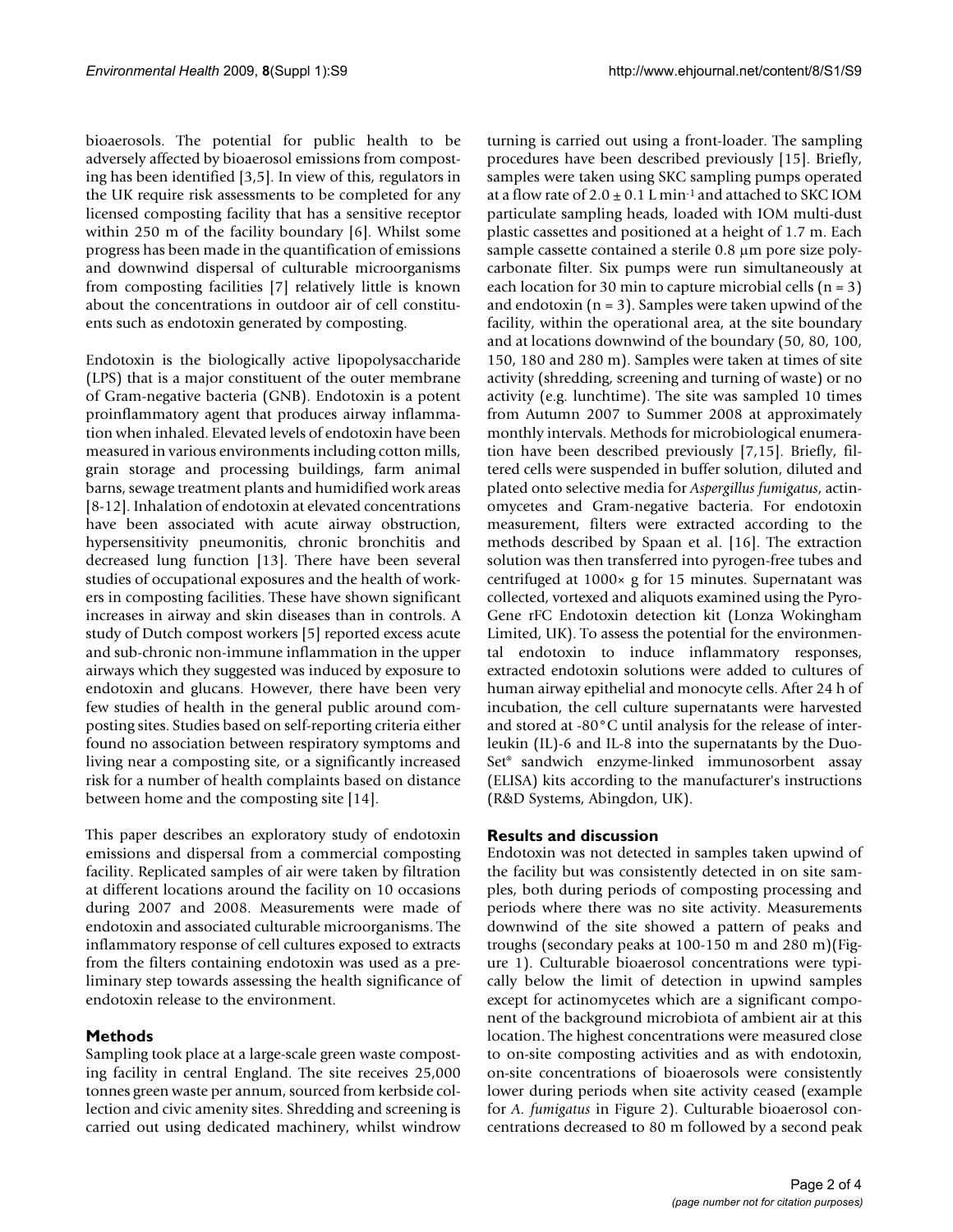bioaerosols. The potential for public health to be adversely affected by bioaerosol emissions from composting has been identified [3,5]. In view of this, regulators in the UK require risk assessments to be completed for any licensed composting facility that has a sensitive receptor within 250 m of the facility boundary [6]. Whilst some progress has been made in the quantification of emissions and downwind dispersal of culturable microorganisms from composting facilities [7] relatively little is known about the concentrations in outdoor air of cell constituents such as endotoxin generated by composting.

Endotoxin is the biologically active lipopolysaccharide (LPS) that is a major constituent of the outer membrane of Gram-negative bacteria (GNB). Endotoxin is a potent proinflammatory agent that produces airway inflammation when inhaled. Elevated levels of endotoxin have been measured in various environments including cotton mills, grain storage and processing buildings, farm animal barns, sewage treatment plants and humidified work areas [8-12]. Inhalation of endotoxin at elevated concentrations have been associated with acute airway obstruction, hypersensitivity pneumonitis, chronic bronchitis and decreased lung function [13]. There have been several studies of occupational exposures and the health of workers in composting facilities. These have shown significant increases in airway and skin diseases than in controls. A study of Dutch compost workers [5] reported excess acute and sub-chronic non-immune inflammation in the upper airways which they suggested was induced by exposure to endotoxin and glucans. However, there have been very few studies of health in the general public around composting sites. Studies based on self-reporting criteria either found no association between respiratory symptoms and living near a composting site, or a significantly increased risk for a number of health complaints based on distance between home and the composting site [14].

This paper describes an exploratory study of endotoxin emissions and dispersal from a commercial composting facility. Replicated samples of air were taken by filtration at different locations around the facility on 10 occasions during 2007 and 2008. Measurements were made of endotoxin and associated culturable microorganisms. The inflammatory response of cell cultures exposed to extracts from the filters containing endotoxin was used as a preliminary step towards assessing the health significance of endotoxin release to the environment.

## Methods

Sampling took place at a large-scale green waste composting facility in central England. The site receives 25,000 tonnes green waste per annum, sourced from kerbside collection and civic amenity sites. Shredding and screening is carried out using dedicated machinery, whilst windrow turning is carried out using a front-loader. The sampling procedures have been described previously [15]. Briefly, samples were taken using SKC sampling pumps operated at a flow rate of $2.0 \pm 0.1$ L min$^{-1}$ and attached to SKC IOM particulate sampling heads, loaded with IOM multi-dust plastic cassettes and positioned at a height of 1.7 m. Each sample cassette contained a sterile 0.8 μm pore size polycarbonate filter. Six pumps were run simultaneously at each location for 30 min to capture microbial cells ($n = 3$) and endotoxin ($n = 3$). Samples were taken upwind of the facility, within the operational area, at the site boundary and at locations downwind of the boundary (50, 80, 100, 150, 180 and 280 m). Samples were taken at times of site activity (shredding, screening and turning of waste) or no activity (e.g. lunchtime). The site was sampled 10 times from Autumn 2007 to Summer 2008 at approximately monthly intervals. Methods for microbiological enumeration have been described previously [7,15]. Briefly, filtered cells were suspended in buffer solution, diluted and plated onto selective media for *Aspergillus fumigatus*, actinomycetes and Gram-negative bacteria. For endotoxin measurement, filters were extracted according to the methods described by Spaan et al. [16]. The extraction solution was then transferred into pyrogen-free tubes and centrifuged at 1000× g for 15 minutes. Supernatant was collected, vortexed and aliquots examined using the PyroGene rFC Endotoxin detection kit (Lonza Wokingham Limited, UK). To assess the potential for the environmental endotoxin to induce inflammatory responses, extracted endotoxin solutions were added to cultures of human airway epithelial and monocyte cells. After 24 h of incubation, the cell culture supernatants were harvested and stored at -80°C until analysis for the release of interleukin (IL)-6 and IL-8 into the supernatants by the DuoSet® sandwich enzyme-linked immunosorbent assay (ELISA) kits according to the manufacturer's instructions (R&D Systems, Abingdon, UK).

## Results and discussion

Endotoxin was not detected in samples taken upwind of the facility but was consistently detected in on site samples, both during periods of composting processing and periods where there was no site activity. Measurements downwind of the site showed a pattern of peaks and troughs (secondary peaks at 100-150 m and 280 m)(Figure 1). Culturable bioaerosol concentrations were typically below the limit of detection in upwind samples except for actinomycetes which are a significant component of the background microbiota of ambient air at this location. The highest concentrations were measured close to on-site composting activities and as with endotoxin, on-site concentrations of bioaerosols were consistently lower during periods when site activity ceased (example for *A. fumigatus* in Figure 2). Culturable bioaerosol concentrations decreased to 80 m followed by a second peak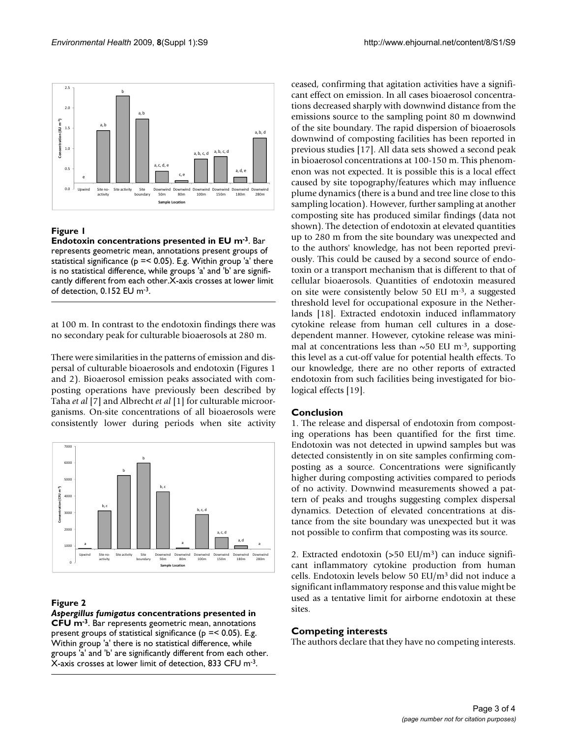**Figure 1**

**Endotoxin concentrations presented in EU m$^{-3}$**. Bar represents geometric mean, annotations present groups of statistical significance ($p =< 0.05$). E.g. Within group 'a' there is no statistical difference, while groups 'a' and 'b' are significantly different from each other. X-axis crosses at lower limit of detection, 0.152 EU m$^{-3}$.

at 100 m. In contrast to the endotoxin findings there was no secondary peak for culturable bioaerosols at 280 m.

There were similarities in the patterns of emission and dispersal of culturable bioaerosols and endotoxin (Figures 1 and 2). Bioaerosol emission peaks associated with composting operations have previously been described by Taha *et al* [7] and Albrecht *et al* [1] for culturable microorganisms. On-site concentrations of all bioaerosols were consistently lower during periods when site activity ceased, confirming that agitation activities have a significant effect on emission. In all cases bioaerosol concentrations decreased sharply with downwind distance from the emissions source to the sampling point 80 m downwind of the site boundary. The rapid dispersion of bioaerosols downwind of composting facilities has been reported in previous studies [17]. All data sets showed a second peak in bioaerosol concentrations at 100-150 m. This phenomenon was not expected. It is possible this is a local effect caused by site topography/features which may influence plume dynamics (there is a bund and tree line close to this sampling location). However, further sampling at another composting site has produced similar findings (data not shown). The detection of endotoxin at elevated quantities up to 280 m from the site boundary was unexpected and to the authors' knowledge, has not been reported previously. This could be caused by a second source of endotoxin or a transport mechanism that is different to that of cellular bioaerosols. Quantities of endotoxin measured on site were consistently below 50 EU m$^{-3}$, a suggested threshold level for occupational exposure in the Netherlands [18]. Extracted endotoxin induced inflammatory cytokine release from human cell cultures in a dose-dependent manner. However, cytokine release was minimal at concentrations less than ~50 EU m$^{-3}$, supporting this level as a cut-off value for potential health effects. To our knowledge, there are no other reports of extracted endotoxin from such facilities being investigated for biological effects [19].

**Figure 2**

***Aspergillus fumigatus* concentrations presented in CFU m$^{-3}$**. Bar represents geometric mean, annotations present groups of statistical significance ($p =< 0.05$). E.g. Within group 'a' there is no statistical difference, while groups 'a' and 'b' are significantly different from each other. X-axis crosses at lower limit of detection, 833 CFU m$^{-3}$.

## Conclusion

1. The release and dispersal of endotoxin from composting operations has been quantified for the first time. Endotoxin was not detected in upwind samples but was detected consistently in on site samples confirming composting as a source. Concentrations were significantly higher during composting activities compared to periods of no activity. Downwind measurements showed a pattern of peaks and troughs suggesting complex dispersal dynamics. Detection of elevated concentrations at distance from the site boundary was unexpected but it was not possible to confirm that composting was its source.

2. Extracted endotoxin (>50 EU/m$^3$) can induce significant inflammatory cytokine production from human cells. Endotoxin levels below 50 EU/m$^3$ did not induce a significant inflammatory response and this value might be used as a tentative limit for airborne endotoxin at these sites.

## Competing interests

The authors declare that they have no competing interests.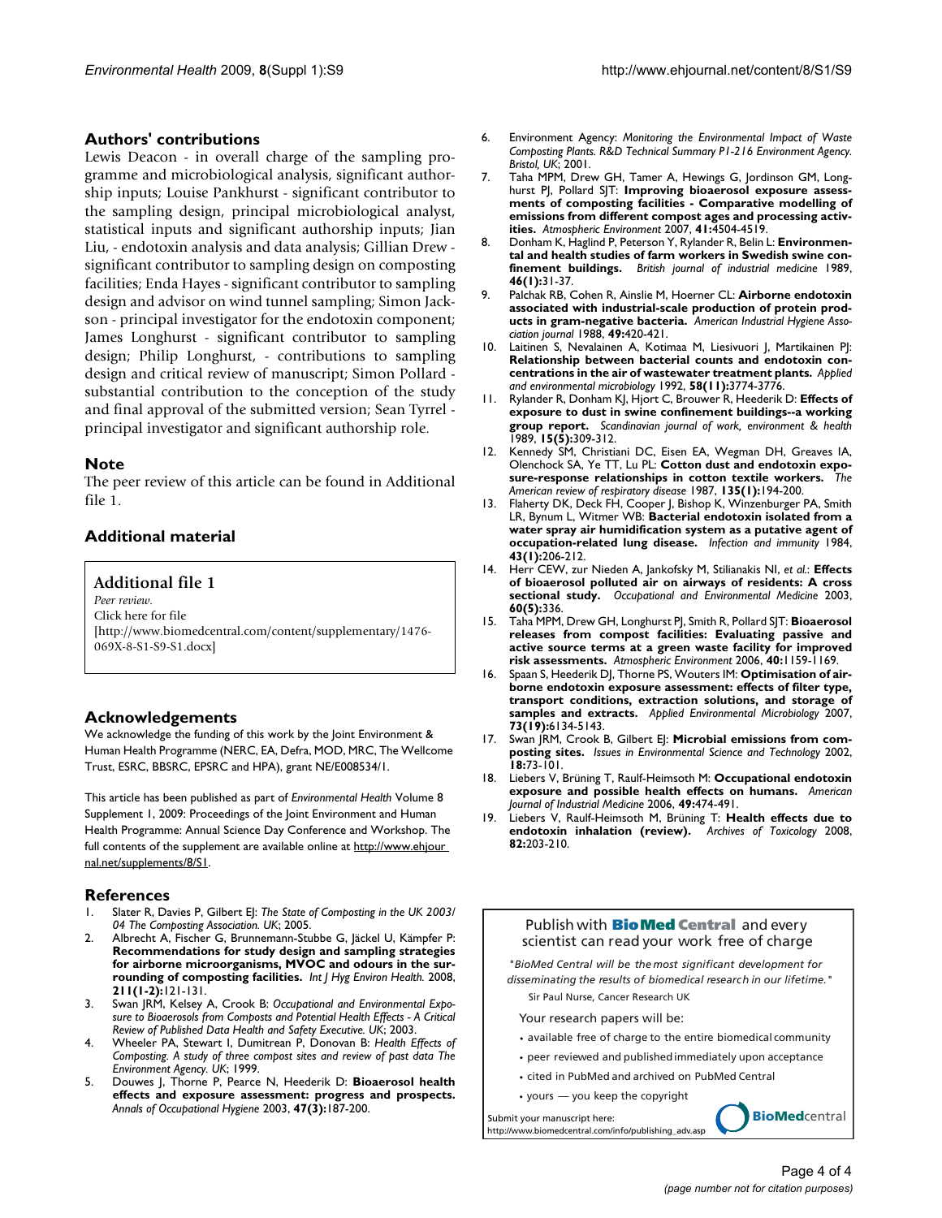## Authors' contributions

Lewis Deacon - in overall charge of the sampling programme and microbiological analysis, significant authorship inputs; Louise Pankhurst - significant contributor to the sampling design, principal microbiological analyst, statistical inputs and significant authorship inputs; Jian Liu, - endotoxin analysis and data analysis; Gillian Drew - significant contributor to sampling design on composting facilities; Enda Hayes - significant contributor to sampling design and advisor on wind tunnel sampling; Simon Jackson - principal investigator for the endotoxin component; James Longhurst - significant contributor to sampling design; Philip Longhurst, - contributions to sampling design and critical review of manuscript; Simon Pollard - substantial contribution to the conception of the study and final approval of the submitted version; Sean Tyrrel - principal investigator and significant authorship role.

## Note

The peer review of this article can be found in Additional file 1.

## Additional material

**Additional file 1**
*Peer review.*
Click here for file
[http://www.biomedcentral.com/content/supplementary/1476-069X-8-S1-S9-S1.docx]

## Acknowledgements

We acknowledge the funding of this work by the Joint Environment & Human Health Programme (NERC, EA, Defra, MOD, MRC, The Wellcome Trust, ESRC, BBSRC, EPSRC and HPA), grant NE/E008534/1.

This article has been published as part of *Environmental Health* Volume 8 Supplement 1, 2009: Proceedings of the Joint Environment and Human Health Programme: Annual Science Day Conference and Workshop. The full contents of the supplement are available online at http://www.ehjournal.net/supplements/8/S1.

## References

1. Slater R, Davies P, Gilbert EJ: *The State of Composting in the UK 2003/04 The Composting Association. UK*; 2005.
2. Albrecht A, Fischer G, Brunnemann-Stubbe G, Jäckel U, Kämpfer P: **Recommendations for study design and sampling strategies for airborne microorganisms, MVOC and odours in the surrounding of composting facilities.** *Int J Hyg Environ Health.* 2008, **211(1-2):**121-131.
3. Swan JRM, Kelsey A, Crook B: *Occupational and Environmental Exposure to Bioaerosols from Composts and Potential Health Effects - A Critical Review of Published Data Health and Safety Executive. UK*; 2003.
4. Wheeler PA, Stewart I, Dumitrean P, Donovan B: *Health Effects of Composting. A study of three compost sites and review of past data The Environment Agency. UK*; 1999.
5. Douwes J, Thorne P, Pearce N, Heederik D: **Bioaerosol health effects and exposure assessment: progress and prospects.** *Annals of Occupational Hygiene* 2003, **47(3):**187-200.
6. Environment Agency: *Monitoring the Environmental Impact of Waste Composting Plants. R&D Technical Summary P1-216 Environment Agency. Bristol, UK*; 2001.
7. Taha MPM, Drew GH, Tamer A, Hewings G, Jordinson GM, Longhurst PJ, Pollard SJT: **Improving bioaerosol exposure assessments of composting facilities - Comparative modelling of emissions from different compost ages and processing activities.** *Atmospheric Environment* 2007, **41:**4504-4519.
8. Donham K, Haglind P, Peterson Y, Rylander R, Belin L: **Environmental and health studies of farm workers in Swedish swine confinement buildings.** *British journal of industrial medicine* 1989, **46(1):**31-37.
9. Palchak RB, Cohen R, Ainslie M, Hoerner CL: **Airborne endotoxin associated with industrial-scale production of protein products in gram-negative bacteria.** *American Industrial Hygiene Association journal* 1988, **49:**420-421.
10. Laitinen S, Nevalainen A, Kotimaa M, Liesivuori J, Martikainen PJ: **Relationship between bacterial counts and endotoxin concentrations in the air of wastewater treatment plants.** *Applied and environmental microbiology* 1992, **58(11):**3774-3776.
11. Rylander R, Donham KJ, Hjort C, Brouwer R, Heederik D: **Effects of exposure to dust in swine confinement buildings--a working group report.** *Scandinavian journal of work, environment & health* 1989, **15(5):**309-312.
12. Kennedy SM, Christiani DC, Eisen EA, Wegman DH, Greaves IA, Olenchock SA, Ye TT, Lu PL: **Cotton dust and endotoxin exposure-response relationships in cotton textile workers.** *The American review of respiratory disease* 1987, **135(1):**194-200.
13. Flaherty DK, Deck FH, Cooper J, Bishop K, Winzenburger PA, Smith LR, Bynum L, Witmer WB: **Bacterial endotoxin isolated from a water spray air humidification system as a putative agent of occupation-related lung disease.** *Infection and immunity* 1984, **43(1):**206-212.
14. Herr CEW, zur Nieden A, Jankofsky M, Stilianakis NI, *et al.*: **Effects of bioaerosol polluted air on airways of residents: A cross sectional study.** *Occupational and Environmental Medicine* 2003, **60(5):**336.
15. Taha MPM, Drew GH, Longhurst PJ, Smith R, Pollard SJT: **Bioaerosol releases from compost facilities: Evaluating passive and active source terms at a green waste facility for improved risk assessments.** *Atmospheric Environment* 2006, **40:**1159-1169.
16. Spaan S, Heederik DJ, Thorne PS, Wouters IM: **Optimisation of airborne endotoxin exposure assessment: effects of filter type, transport conditions, extraction solutions, and storage of samples and extracts.** *Applied Environmental Microbiology* 2007, **73(19):**6134-5143.
17. Swan JRM, Crook B, Gilbert EJ: **Microbial emissions from composting sites.** *Issues in Environmental Science and Technology* 2002, **18:**73-101.
18. Liebers V, Brüning T, Raulf-Heimsoth M: **Occupational endotoxin exposure and possible health effects on humans.** *American Journal of Industrial Medicine* 2006, **49:**474-491.
19. Liebers V, Raulf-Heimsoth M, Brüning T: **Health effects due to endotoxin inhalation (review).** *Archives of Toxicology* 2008, **82:**203-210.

Publish with **BioMed Central** and every scientist can read your work free of charge

*"BioMed Central will be the most significant development for disseminating the results of biomedical research in our lifetime."*
Sir Paul Nurse, Cancer Research UK

Your research papers will be:

- available free of charge to the entire biomedical community
- peer reviewed and published immediately upon acceptance
- cited in PubMed and archived on PubMed Central
- yours — you keep the copyright

Submit your manuscript here:
http://www.biomedcentral.com/info/publishing_adv.asp

BioMedcentral